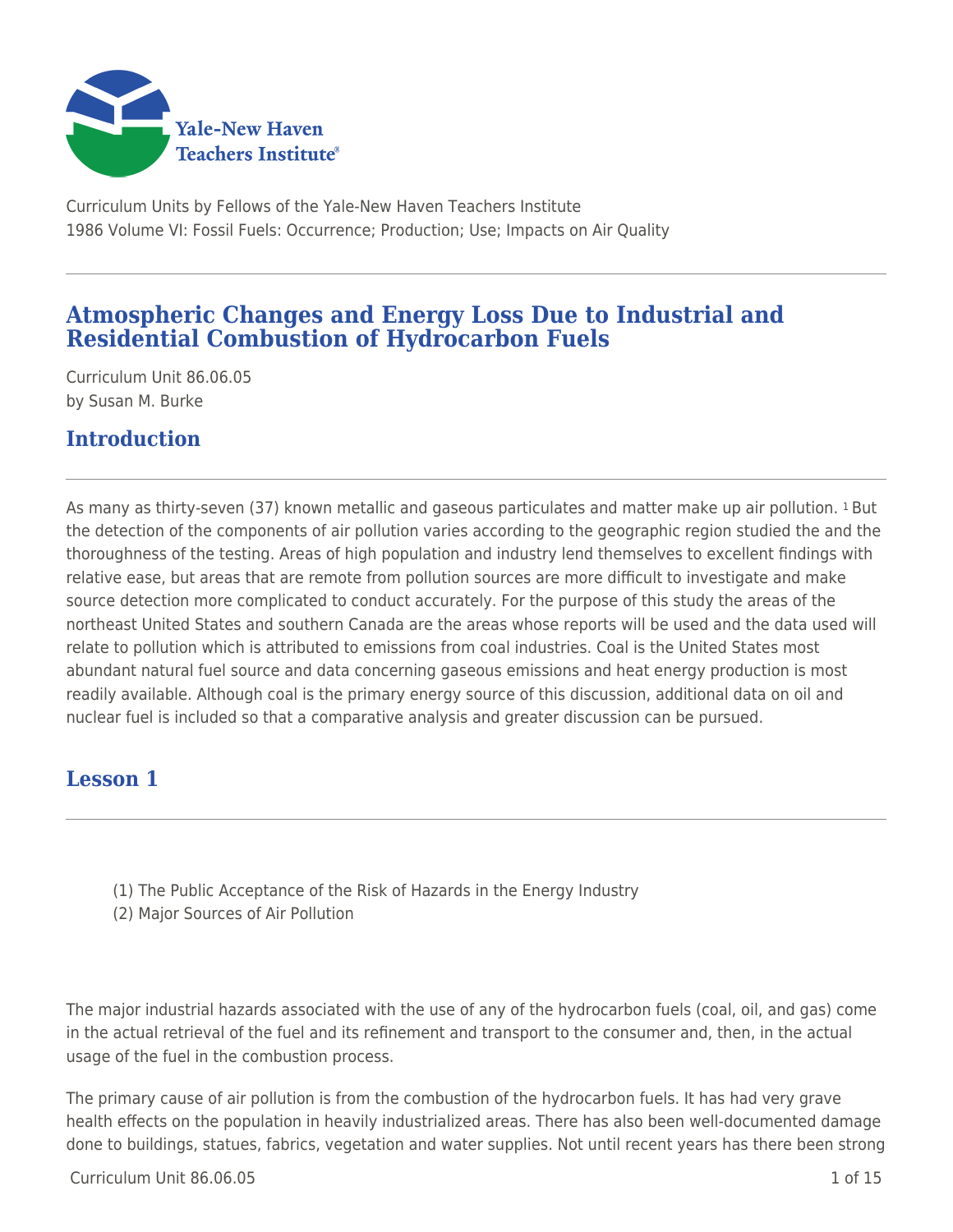Curriculum Units by Fellows of the Yale-New Haven Teachers Institute
1986 Volume VI: Fossil Fuels: Occurrence; Production; Use; Impacts on Air Quality

# Atmospheric Changes and Energy Loss Due to Industrial and Residential Combustion of Hydrocarbon Fuels

Curriculum Unit 86.06.05
by Susan M. Burke

## Introduction

As many as thirty-seven (37) known metallic and gaseous particulates and matter make up air pollution. [1] But the detection of the components of air pollution varies according to the geographic region studied the and the thoroughness of the testing. Areas of high population and industry lend themselves to excellent findings with relative ease, but areas that are remote from pollution sources are more difficult to investigate and make source detection more complicated to conduct accurately. For the purpose of this study the areas of the northeast United States and southern Canada are the areas whose reports will be used and the data used will relate to pollution which is attributed to emissions from coal industries. Coal is the United States most abundant natural fuel source and data concerning gaseous emissions and heat energy production is most readily available. Although coal is the primary energy source of this discussion, additional data on oil and nuclear fuel is included so that a comparative analysis and greater discussion can be pursued.

## Lesson 1

(1) The Public Acceptance of the Risk of Hazards in the Energy Industry
(2) Major Sources of Air Pollution

The major industrial hazards associated with the use of any of the hydrocarbon fuels (coal, oil, and gas) come in the actual retrieval of the fuel and its refinement and transport to the consumer and, then, in the actual usage of the fuel in the combustion process.

The primary cause of air pollution is from the combustion of the hydrocarbon fuels. It has had very grave health effects on the population in heavily industrialized areas. There has also been well-documented damage done to buildings, statues, fabrics, vegetation and water supplies. Not until recent years has there been strong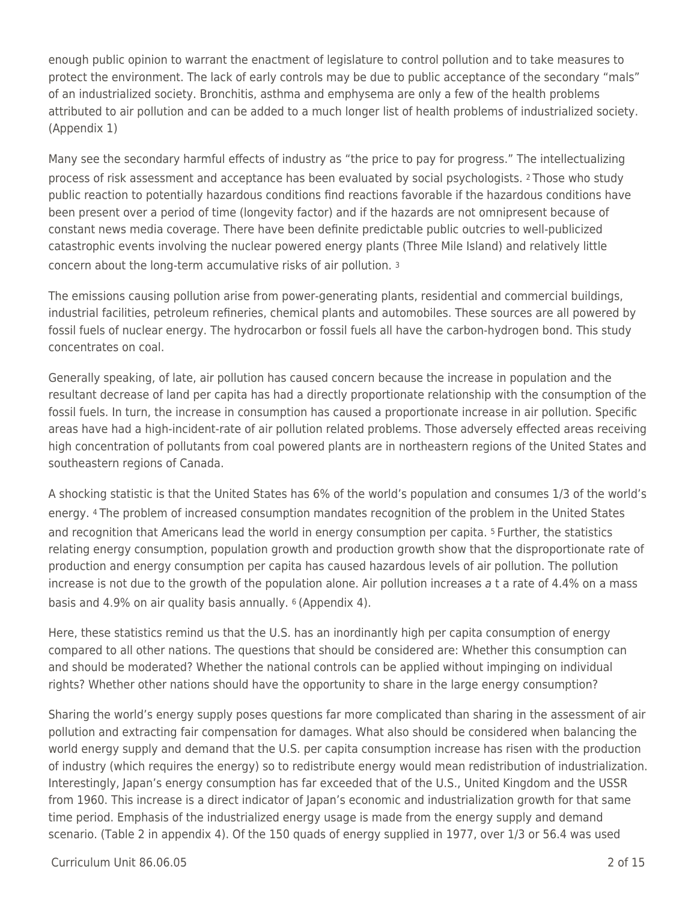enough public opinion to warrant the enactment of legislature to control pollution and to take measures to protect the environment. The lack of early controls may be due to public acceptance of the secondary "mals" of an industrialized society. Bronchitis, asthma and emphysema are only a few of the health problems attributed to air pollution and can be added to a much longer list of health problems of industrialized society. (Appendix 1)

Many see the secondary harmful effects of industry as "the price to pay for progress." The intellectualizing process of risk assessment and acceptance has been evaluated by social psychologists. [2] Those who study public reaction to potentially hazardous conditions find reactions favorable if the hazardous conditions have been present over a period of time (longevity factor) and if the hazards are not omnipresent because of constant news media coverage. There have been definite predictable public outcries to well-publicized catastrophic events involving the nuclear powered energy plants (Three Mile Island) and relatively little concern about the long-term accumulative risks of air pollution. [3]

The emissions causing pollution arise from power-generating plants, residential and commercial buildings, industrial facilities, petroleum refineries, chemical plants and automobiles. These sources are all powered by fossil fuels of nuclear energy. The hydrocarbon or fossil fuels all have the carbon-hydrogen bond. This study concentrates on coal.

Generally speaking, of late, air pollution has caused concern because the increase in population and the resultant decrease of land per capita has had a directly proportionate relationship with the consumption of the fossil fuels. In turn, the increase in consumption has caused a proportionate increase in air pollution. Specific areas have had a high-incident-rate of air pollution related problems. Those adversely effected areas receiving high concentration of pollutants from coal powered plants are in northeastern regions of the United States and southeastern regions of Canada.

A shocking statistic is that the United States has 6% of the world's population and consumes 1/3 of the world's energy. [4] The problem of increased consumption mandates recognition of the problem in the United States and recognition that Americans lead the world in energy consumption per capita. [5] Further, the statistics relating energy consumption, population growth and production growth show that the disproportionate rate of production and energy consumption per capita has caused hazardous levels of air pollution. The pollution increase is not due to the growth of the population alone. Air pollution increases *a* t a rate of 4.4% on a mass basis and 4.9% on air quality basis annually. [6] (Appendix 4).

Here, these statistics remind us that the U.S. has an inordinantly high per capita consumption of energy compared to all other nations. The questions that should be considered are: Whether this consumption can and should be moderated? Whether the national controls can be applied without impinging on individual rights? Whether other nations should have the opportunity to share in the large energy consumption?

Sharing the world's energy supply poses questions far more complicated than sharing in the assessment of air pollution and extracting fair compensation for damages. What also should be considered when balancing the world energy supply and demand that the U.S. per capita consumption increase has risen with the production of industry (which requires the energy) so to redistribute energy would mean redistribution of industrialization. Interestingly, Japan's energy consumption has far exceeded that of the U.S., United Kingdom and the USSR from 1960. This increase is a direct indicator of Japan's economic and industrialization growth for that same time period. Emphasis of the industrialized energy usage is made from the energy supply and demand scenario. (Table 2 in appendix 4). Of the 150 quads of energy supplied in 1977, over 1/3 or 56.4 was used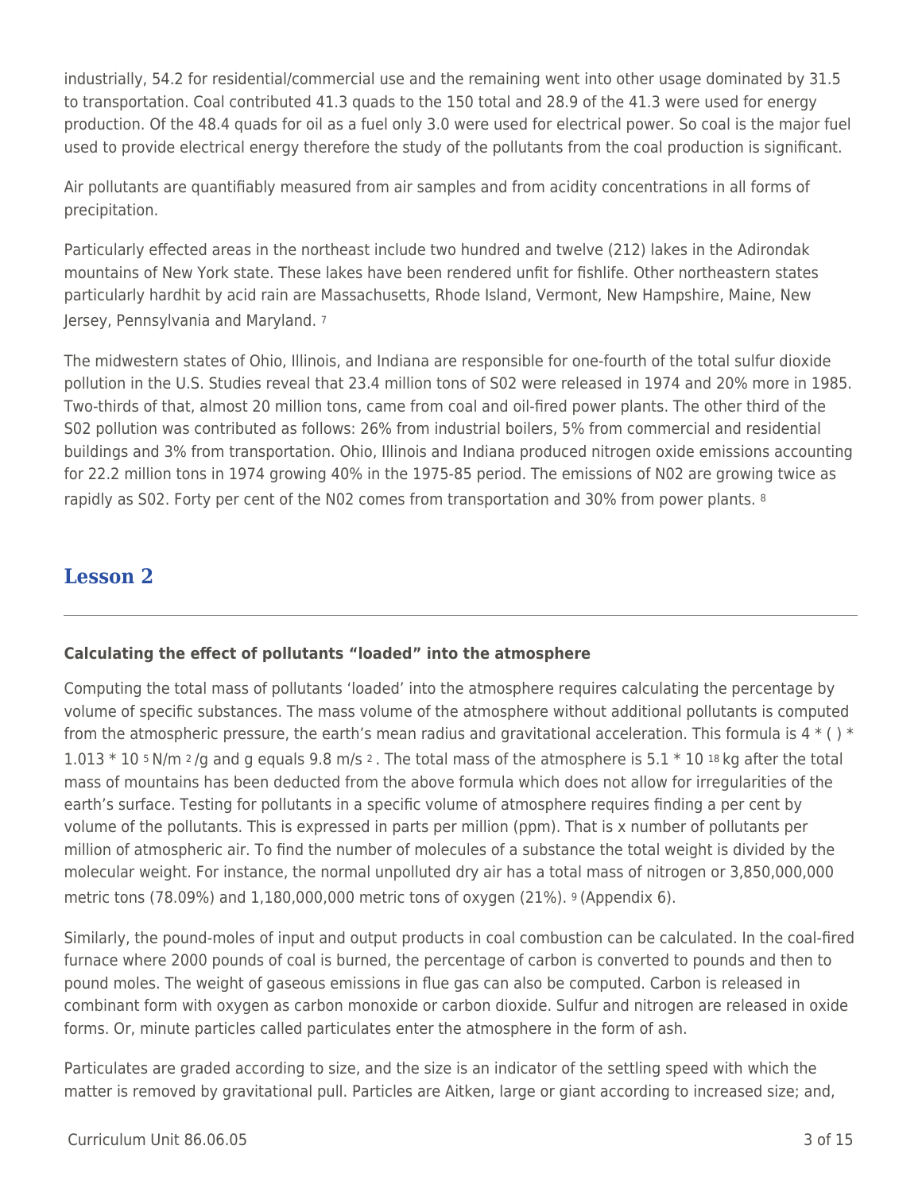industrially, 54.2 for residential/commercial use and the remaining went into other usage dominated by 31.5 to transportation. Coal contributed 41.3 quads to the 150 total and 28.9 of the 41.3 were used for energy production. Of the 48.4 quads for oil as a fuel only 3.0 were used for electrical power. So coal is the major fuel used to provide electrical energy therefore the study of the pollutants from the coal production is significant.

Air pollutants are quantifiably measured from air samples and from acidity concentrations in all forms of precipitation.

Particularly effected areas in the northeast include two hundred and twelve (212) lakes in the Adirondak mountains of New York state. These lakes have been rendered unfit for fishlife. Other northeastern states particularly hardhit by acid rain are Massachusetts, Rhode Island, Vermont, New Hampshire, Maine, New Jersey, Pennsylvania and Maryland. [7]

The midwestern states of Ohio, Illinois, and Indiana are responsible for one-fourth of the total sulfur dioxide pollution in the U.S. Studies reveal that 23.4 million tons of S02 were released in 1974 and 20% more in 1985. Two-thirds of that, almost 20 million tons, came from coal and oil-fired power plants. The other third of the S02 pollution was contributed as follows: 26% from industrial boilers, 5% from commercial and residential buildings and 3% from transportation. Ohio, Illinois and Indiana produced nitrogen oxide emissions accounting for 22.2 million tons in 1974 growing 40% in the 1975-85 period. The emissions of N02 are growing twice as rapidly as S02. Forty per cent of the N02 comes from transportation and 30% from power plants. [8]

## Lesson 2

**Calculating the effect of pollutants "loaded" into the atmosphere**

Computing the total mass of pollutants 'loaded' into the atmosphere requires calculating the percentage by volume of specific substances. The mass volume of the atmosphere without additional pollutants is computed from the atmospheric pressure, the earth's mean radius and gravitational acceleration. This formula is $4 * (\ ) * 1.013 * 10^5$ N/m$^2$/g and g equals 9.8 m/s$^2$. The total mass of the atmosphere is $5.1 * 10^{18}$ kg after the total mass of mountains has been deducted from the above formula which does not allow for irregularities of the earth's surface. Testing for pollutants in a specific volume of atmosphere requires finding a per cent by volume of the pollutants. This is expressed in parts per million (ppm). That is x number of pollutants per million of atmospheric air. To find the number of molecules of a substance the total weight is divided by the molecular weight. For instance, the normal unpolluted dry air has a total mass of nitrogen or 3,850,000,000 metric tons (78.09%) and 1,180,000,000 metric tons of oxygen (21%). [9] (Appendix 6).

Similarly, the pound-moles of input and output products in coal combustion can be calculated. In the coal-fired furnace where 2000 pounds of coal is burned, the percentage of carbon is converted to pounds and then to pound moles. The weight of gaseous emissions in flue gas can also be computed. Carbon is released in combinant form with oxygen as carbon monoxide or carbon dioxide. Sulfur and nitrogen are released in oxide forms. Or, minute particles called particulates enter the atmosphere in the form of ash.

Particulates are graded according to size, and the size is an indicator of the settling speed with which the matter is removed by gravitational pull. Particles are Aitken, large or giant according to increased size; and,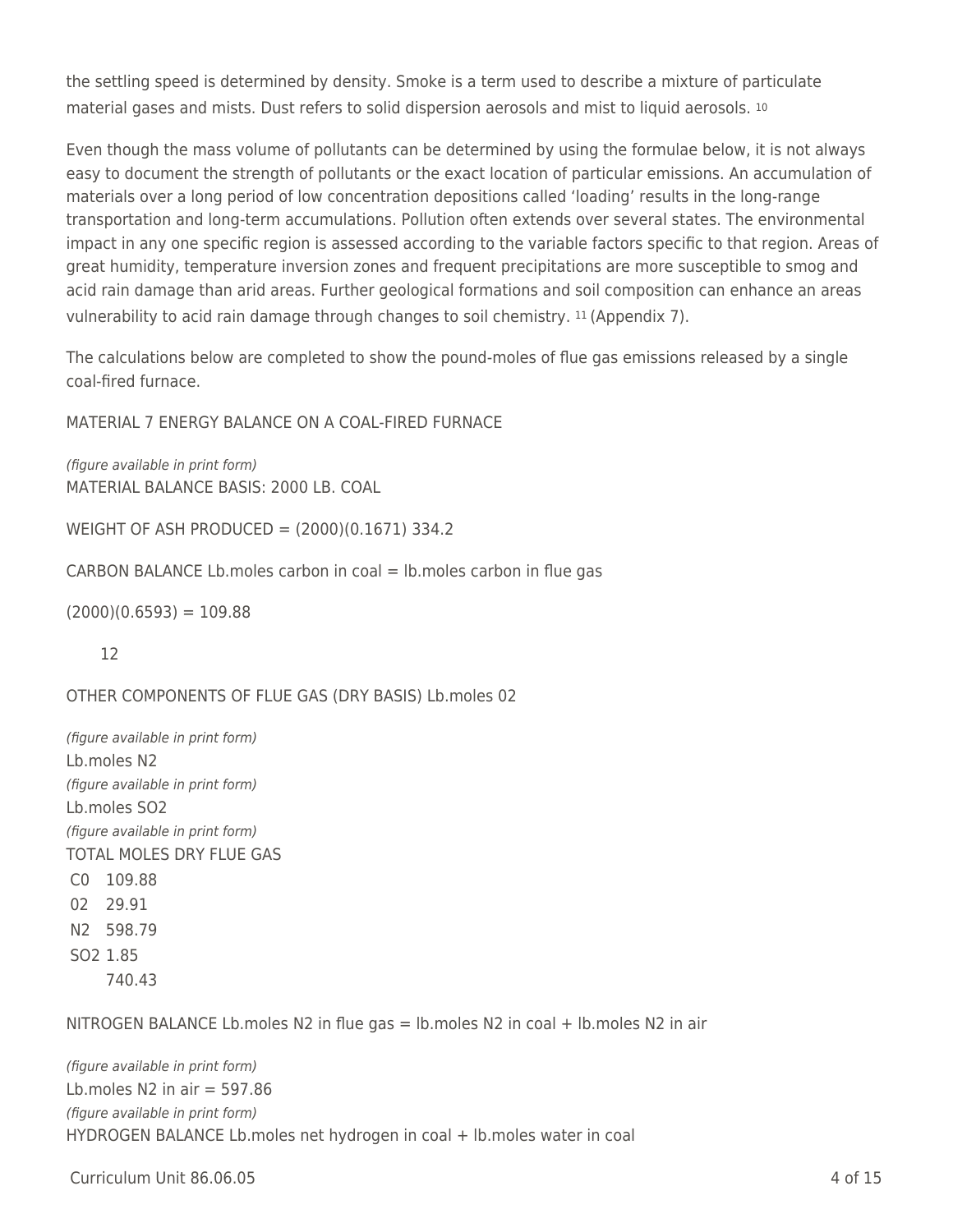the settling speed is determined by density. Smoke is a term used to describe a mixture of particulate material gases and mists. Dust refers to solid dispersion aerosols and mist to liquid aerosols. [10]

Even though the mass volume of pollutants can be determined by using the formulae below, it is not always easy to document the strength of pollutants or the exact location of particular emissions. An accumulation of materials over a long period of low concentration depositions called 'loading' results in the long-range transportation and long-term accumulations. Pollution often extends over several states. The environmental impact in any one specific region is assessed according to the variable factors specific to that region. Areas of great humidity, temperature inversion zones and frequent precipitations are more susceptible to smog and acid rain damage than arid areas. Further geological formations and soil composition can enhance an areas vulnerability to acid rain damage through changes to soil chemistry. [11] (Appendix 7).

The calculations below are completed to show the pound-moles of flue gas emissions released by a single coal-fired furnace.

MATERIAL 7 ENERGY BALANCE ON A COAL-FIRED FURNACE

*(figure available in print form)*

MATERIAL BALANCE BASIS: 2000 LB. COAL

WEIGHT OF ASH PRODUCED = (2000)(0.1671) 334.2

CARBON BALANCE Lb.moles carbon in coal = lb.moles carbon in flue gas

$$\frac{(2000)(0.6593)}{12} = 109.88$$

OTHER COMPONENTS OF FLUE GAS (DRY BASIS) Lb.moles 02

*(figure available in print form)*

Lb.moles N2

*(figure available in print form)*

Lb.moles SO2

*(figure available in print form)*

TOTAL MOLES DRY FLUE GAS

| | |
|---|---|
| C0 | 109.88 |
| 02 | 29.91 |
| N2 | 598.79 |
| SO2 | 1.85 |
| | 740.43 |

NITROGEN BALANCE Lb.moles N2 in flue gas = lb.moles N2 in coal + lb.moles N2 in air

*(figure available in print form)*

Lb.moles N2 in air = 597.86

*(figure available in print form)*

HYDROGEN BALANCE Lb.moles net hydrogen in coal + lb.moles water in coal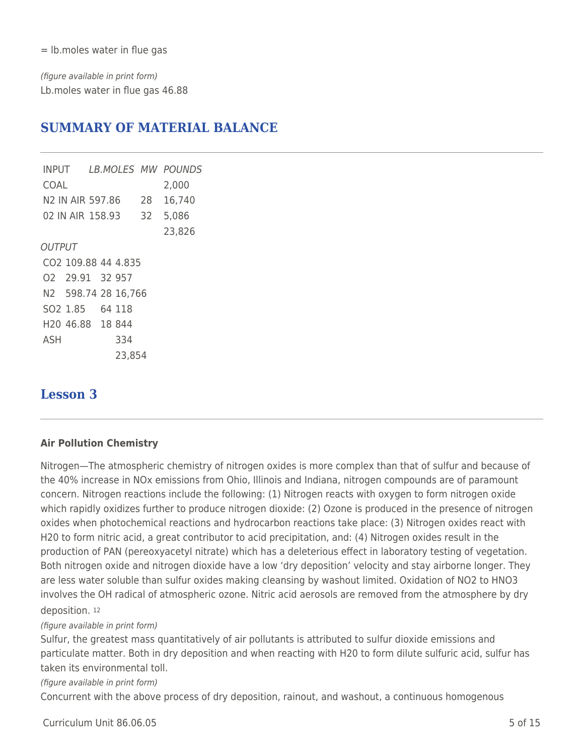= lb.moles water in flue gas

*(figure available in print form)*

Lb.moles water in flue gas 46.88

## SUMMARY OF MATERIAL BALANCE

| INPUT | *LB.MOLES* | *MW* | *POUNDS* |
|---|---|---|---|
| COAL | | | 2,000 |
| N2 IN AIR | 597.86 | 28 | 16,740 |
| 02 IN AIR | 158.93 | 32 | 5,086 |
| | | | 23,826 |

*OUTPUT*

| | | | |
|---|---|---|---|
| CO2 | 109.88 | 44 | 4.835 |
| O2 | 29.91 | 32 | 957 |
| N2 | 598.74 | 28 | 16,766 |
| SO2 | 1.85 | 64 | 118 |
| H20 | 46.88 | 18 | 844 |
| ASH | | | 334 |
| | | | 23,854 |

## Lesson 3

**Air Pollution Chemistry**

Nitrogen—The atmospheric chemistry of nitrogen oxides is more complex than that of sulfur and because of the 40% increase in NOx emissions from Ohio, Illinois and Indiana, nitrogen compounds are of paramount concern. Nitrogen reactions include the following: (1) Nitrogen reacts with oxygen to form nitrogen oxide which rapidly oxidizes further to produce nitrogen dioxide: (2) Ozone is produced in the presence of nitrogen oxides when photochemical reactions and hydrocarbon reactions take place: (3) Nitrogen oxides react with H20 to form nitric acid, a great contributor to acid precipitation, and: (4) Nitrogen oxides result in the production of PAN (pereoxyacetyl nitrate) which has a deleterious effect in laboratory testing of vegetation. Both nitrogen oxide and nitrogen dioxide have a low 'dry deposition' velocity and stay airborne longer. They are less water soluble than sulfur oxides making cleansing by washout limited. Oxidation of NO2 to HNO3 involves the OH radical of atmospheric ozone. Nitric acid aerosols are removed from the atmosphere by dry deposition. [12]

*(figure available in print form)*

Sulfur, the greatest mass quantitatively of air pollutants is attributed to sulfur dioxide emissions and particulate matter. Both in dry deposition and when reacting with H20 to form dilute sulfuric acid, sulfur has taken its environmental toll.

*(figure available in print form)*

Concurrent with the above process of dry deposition, rainout, and washout, a continuous homogenous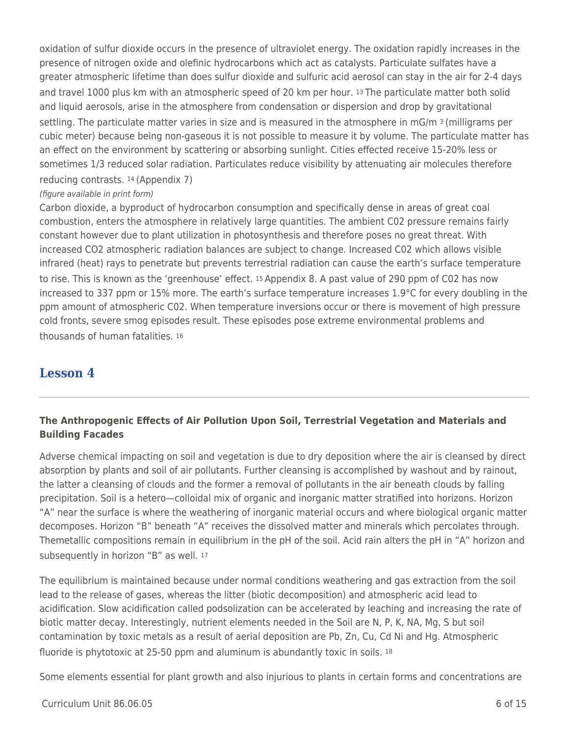oxidation of sulfur dioxide occurs in the presence of ultraviolet energy. The oxidation rapidly increases in the presence of nitrogen oxide and olefinic hydrocarbons which act as catalysts. Particulate sulfates have a greater atmospheric lifetime than does sulfur dioxide and sulfuric acid aerosol can stay in the air for 2-4 days and travel 1000 plus km with an atmospheric speed of 20 km per hour. [13] The particulate matter both solid and liquid aerosols, arise in the atmosphere from condensation or dispersion and drop by gravitational settling. The particulate matter varies in size and is measured in the atmosphere in $mG/m^3$ (milligrams per cubic meter) because being non-gaseous it is not possible to measure it by volume. The particulate matter has an effect on the environment by scattering or absorbing sunlight. Cities effected receive 15-20% less or sometimes 1/3 reduced solar radiation. Particulates reduce visibility by attenuating air molecules therefore reducing contrasts. [14] (Appendix 7)

*(figure available in print form)*

Carbon dioxide, a byproduct of hydrocarbon consumption and specifically dense in areas of great coal combustion, enters the atmosphere in relatively large quantities. The ambient C02 pressure remains fairly constant however due to plant utilization in photosynthesis and therefore poses no great threat. With increased $CO_2$ atmospheric radiation balances are subject to change. Increased C02 which allows visible infrared (heat) rays to penetrate but prevents terrestrial radiation can cause the earth's surface temperature to rise. This is known as the 'greenhouse' effect. [15] Appendix 8. A past value of 290 ppm of C02 has now increased to 337 ppm or 15% more. The earth's surface temperature increases 1.9°C for every doubling in the ppm amount of atmospheric C02. When temperature inversions occur or there is movement of high pressure cold fronts, severe smog episodes result. These episodes pose extreme environmental problems and thousands of human fatalities. [16]

## Lesson 4

---

### The Anthropogenic Effects of Air Pollution Upon Soil, Terrestrial Vegetation and Materials and Building Facades

Adverse chemical impacting on soil and vegetation is due to dry deposition where the air is cleansed by direct absorption by plants and soil of air pollutants. Further cleansing is accomplished by washout and by rainout, the latter a cleansing of clouds and the former a removal of pollutants in the air beneath clouds by falling precipitation. Soil is a hetero—colloidal mix of organic and inorganic matter stratified into horizons. Horizon "A" near the surface is where the weathering of inorganic material occurs and where biological organic matter decomposes. Horizon "B" beneath "A" receives the dissolved matter and minerals which percolates through. Themetallic compositions remain in equilibrium in the pH of the soil. Acid rain alters the pH in "A" horizon and subsequently in horizon "B" as well. [17]

The equilibrium is maintained because under normal conditions weathering and gas extraction from the soil lead to the release of gases, whereas the litter (biotic decomposition) and atmospheric acid lead to acidification. Slow acidification called podsolization can be accelerated by leaching and increasing the rate of biotic matter decay. Interestingly, nutrient elements needed in the Soil are N, P, K, NA, Mg, S but soil contamination by toxic metals as a result of aerial deposition are Pb, Zn, Cu, Cd Ni and Hg. Atmospheric fluoride is phytotoxic at 25-50 ppm and aluminum is abundantly toxic in soils. [18]

Some elements essential for plant growth and also injurious to plants in certain forms and concentrations are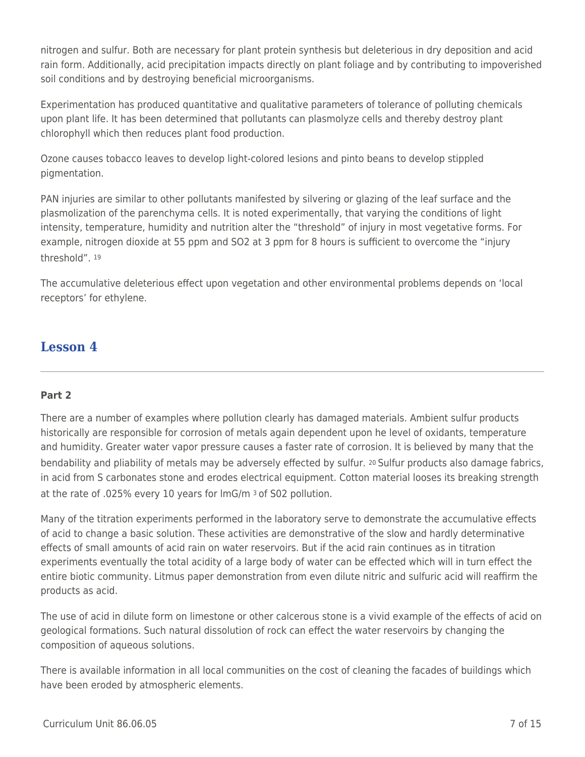nitrogen and sulfur. Both are necessary for plant protein synthesis but deleterious in dry deposition and acid rain form. Additionally, acid precipitation impacts directly on plant foliage and by contributing to impoverished soil conditions and by destroying beneficial microorganisms.

Experimentation has produced quantitative and qualitative parameters of tolerance of polluting chemicals upon plant life. It has been determined that pollutants can plasmolyze cells and thereby destroy plant chlorophyll which then reduces plant food production.

Ozone causes tobacco leaves to develop light-colored lesions and pinto beans to develop stippled pigmentation.

PAN injuries are similar to other pollutants manifested by silvering or glazing of the leaf surface and the plasmolization of the parenchyma cells. It is noted experimentally, that varying the conditions of light intensity, temperature, humidity and nutrition alter the "threshold" of injury in most vegetative forms. For example, nitrogen dioxide at 55 ppm and $SO_2$ at 3 ppm for 8 hours is sufficient to overcome the "injury threshold". [19]

The accumulative deleterious effect upon vegetation and other environmental problems depends on 'local receptors' for ethylene.

## Lesson 4

### Part 2

There are a number of examples where pollution clearly has damaged materials. Ambient sulfur products historically are responsible for corrosion of metals again dependent upon he level of oxidants, temperature and humidity. Greater water vapor pressure causes a faster rate of corrosion. It is believed by many that the bendability and pliability of metals may be adversely effected by sulfur. [20] Sulfur products also damage fabrics, in acid from S carbonates stone and erodes electrical equipment. Cotton material looses its breaking strength at the rate of .025% every 10 years for lmG/$m^3$ of $SO_2$ pollution.

Many of the titration experiments performed in the laboratory serve to demonstrate the accumulative effects of acid to change a basic solution. These activities are demonstrative of the slow and hardly determinative effects of small amounts of acid rain on water reservoirs. But if the acid rain continues as in titration experiments eventually the total acidity of a large body of water can be effected which will in turn effect the entire biotic community. Litmus paper demonstration from even dilute nitric and sulfuric acid will reaffirm the products as acid.

The use of acid in dilute form on limestone or other calcerous stone is a vivid example of the effects of acid on geological formations. Such natural dissolution of rock can effect the water reservoirs by changing the composition of aqueous solutions.

There is available information in all local communities on the cost of cleaning the facades of buildings which have been eroded by atmospheric elements.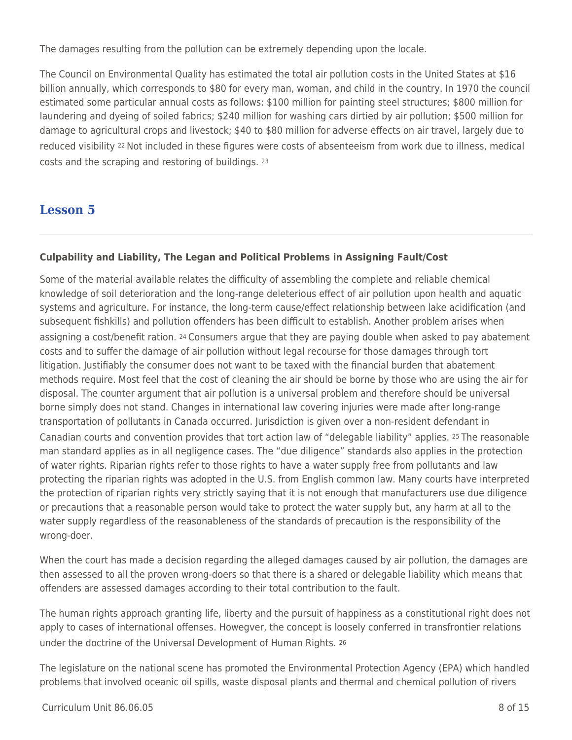The damages resulting from the pollution can be extremely depending upon the locale.

The Council on Environmental Quality has estimated the total air pollution costs in the United States at $16 billion annually, which corresponds to $80 for every man, woman, and child in the country. In 1970 the council estimated some particular annual costs as follows: $100 million for painting steel structures; $800 million for laundering and dyeing of soiled fabrics; $240 million for washing cars dirtied by air pollution; $500 million for damage to agricultural crops and livestock; $40 to $80 million for adverse effects on air travel, largely due to reduced visibility [22] Not included in these figures were costs of absenteeism from work due to illness, medical costs and the scraping and restoring of buildings. [23]

## Lesson 5

**Culpability and Liability, The Legan and Political Problems in Assigning Fault/Cost**

Some of the material available relates the difficulty of assembling the complete and reliable chemical knowledge of soil deterioration and the long-range deleterious effect of air pollution upon health and aquatic systems and agriculture. For instance, the long-term cause/effect relationship between lake acidification (and subsequent fishkills) and pollution offenders has been difficult to establish. Another problem arises when assigning a cost/benefit ration. [24] Consumers argue that they are paying double when asked to pay abatement costs and to suffer the damage of air pollution without legal recourse for those damages through tort litigation. Justifiably the consumer does not want to be taxed with the financial burden that abatement methods require. Most feel that the cost of cleaning the air should be borne by those who are using the air for disposal. The counter argument that air pollution is a universal problem and therefore should be universal borne simply does not stand. Changes in international law covering injuries were made after long-range transportation of pollutants in Canada occurred. Jurisdiction is given over a non-resident defendant in Canadian courts and convention provides that tort action law of "delegable liability" applies. [25] The reasonable man standard applies as in all negligence cases. The "due diligence" standards also applies in the protection of water rights. Riparian rights refer to those rights to have a water supply free from pollutants and law protecting the riparian rights was adopted in the U.S. from English common law. Many courts have interpreted the protection of riparian rights very strictly saying that it is not enough that manufacturers use due diligence or precautions that a reasonable person would take to protect the water supply but, any harm at all to the water supply regardless of the reasonableness of the standards of precaution is the responsibility of the wrong-doer.

When the court has made a decision regarding the alleged damages caused by air pollution, the damages are then assessed to all the proven wrong-doers so that there is a shared or delegable liability which means that offenders are assessed damages according to their total contribution to the fault.

The human rights approach granting life, liberty and the pursuit of happiness as a constitutional right does not apply to cases of international offenses. Howegver, the concept is loosely conferred in transfrontier relations under the doctrine of the Universal Development of Human Rights. [26]

The legislature on the national scene has promoted the Environmental Protection Agency (EPA) which handled problems that involved oceanic oil spills, waste disposal plants and thermal and chemical pollution of rivers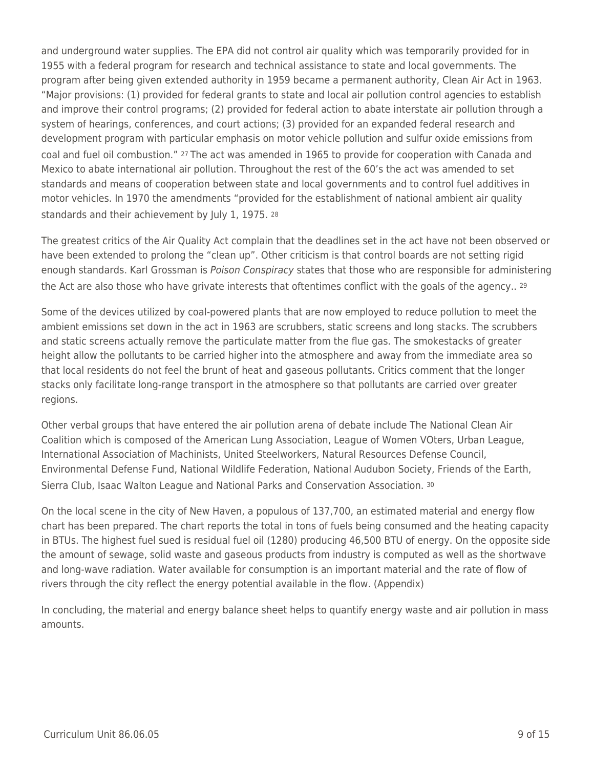and underground water supplies. The EPA did not control air quality which was temporarily provided for in 1955 with a federal program for research and technical assistance to state and local governments. The program after being given extended authority in 1959 became a permanent authority, Clean Air Act in 1963. "Major provisions: (1) provided for federal grants to state and local air pollution control agencies to establish and improve their control programs; (2) provided for federal action to abate interstate air pollution through a system of hearings, conferences, and court actions; (3) provided for an expanded federal research and development program with particular emphasis on motor vehicle pollution and sulfur oxide emissions from coal and fuel oil combustion." [27] The act was amended in 1965 to provide for cooperation with Canada and Mexico to abate international air pollution. Throughout the rest of the 60's the act was amended to set standards and means of cooperation between state and local governments and to control fuel additives in motor vehicles. In 1970 the amendments "provided for the establishment of national ambient air quality standards and their achievement by July 1, 1975. [28]

The greatest critics of the Air Quality Act complain that the deadlines set in the act have not been observed or have been extended to prolong the "clean up". Other criticism is that control boards are not setting rigid enough standards. Karl Grossman is *Poison Conspiracy* states that those who are responsible for administering the Act are also those who have grivate interests that oftentimes conflict with the goals of the agency.. [29]

Some of the devices utilized by coal-powered plants that are now employed to reduce pollution to meet the ambient emissions set down in the act in 1963 are scrubbers, static screens and long stacks. The scrubbers and static screens actually remove the particulate matter from the flue gas. The smokestacks of greater height allow the pollutants to be carried higher into the atmosphere and away from the immediate area so that local residents do not feel the brunt of heat and gaseous pollutants. Critics comment that the longer stacks only facilitate long-range transport in the atmosphere so that pollutants are carried over greater regions.

Other verbal groups that have entered the air pollution arena of debate include The National Clean Air Coalition which is composed of the American Lung Association, League of Women VOters, Urban League, International Association of Machinists, United Steelworkers, Natural Resources Defense Council, Environmental Defense Fund, National Wildlife Federation, National Audubon Society, Friends of the Earth, Sierra Club, Isaac Walton League and National Parks and Conservation Association. [30]

On the local scene in the city of New Haven, a populous of 137,700, an estimated material and energy flow chart has been prepared. The chart reports the total in tons of fuels being consumed and the heating capacity in BTUs. The highest fuel sued is residual fuel oil (1280) producing 46,500 BTU of energy. On the opposite side the amount of sewage, solid waste and gaseous products from industry is computed as well as the shortwave and long-wave radiation. Water available for consumption is an important material and the rate of flow of rivers through the city reflect the energy potential available in the flow. (Appendix)

In concluding, the material and energy balance sheet helps to quantify energy waste and air pollution in mass amounts.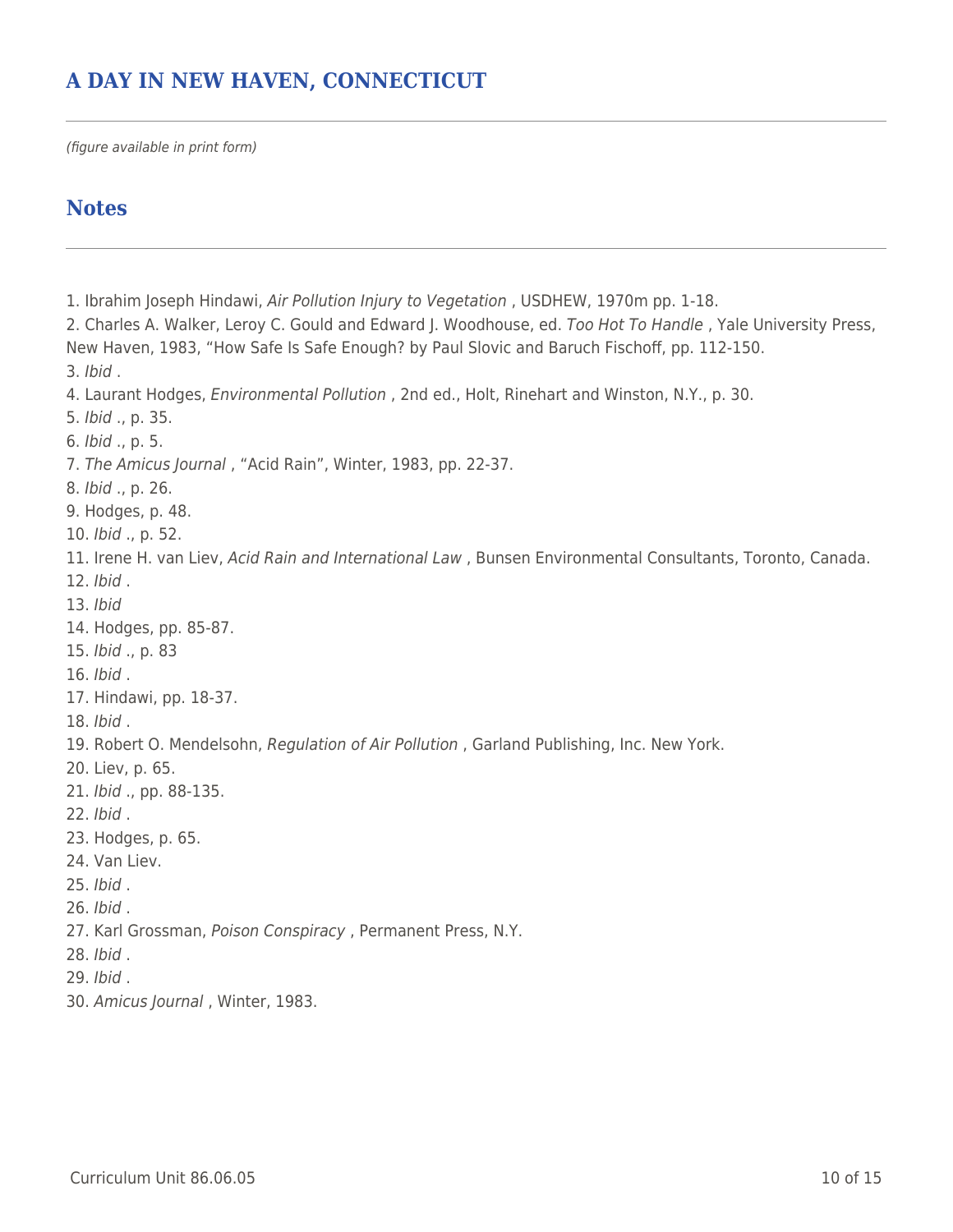## A DAY IN NEW HAVEN, CONNECTICUT

*(figure available in print form)*

## Notes

1. Ibrahim Joseph Hindawi, *Air Pollution Injury to Vegetation* , USDHEW, 1970m pp. 1-18.
2. Charles A. Walker, Leroy C. Gould and Edward J. Woodhouse, ed. *Too Hot To Handle* , Yale University Press, New Haven, 1983, "How Safe Is Safe Enough? by Paul Slovic and Baruch Fischoff, pp. 112-150.
3. *Ibid* .
4. Laurant Hodges, *Environmental Pollution* , 2nd ed., Holt, Rinehart and Winston, N.Y., p. 30.
5. *Ibid* ., p. 35.
6. *Ibid* ., p. 5.
7. *The Amicus Journal* , "Acid Rain", Winter, 1983, pp. 22-37.
8. *Ibid* ., p. 26.
9. Hodges, p. 48.
10. *Ibid* ., p. 52.
11. Irene H. van Liev, *Acid Rain and International Law* , Bunsen Environmental Consultants, Toronto, Canada.
12. *Ibid* .
13. *Ibid*
14. Hodges, pp. 85-87.
15. *Ibid* ., p. 83
16. *Ibid* .
17. Hindawi, pp. 18-37.
18. *Ibid* .
19. Robert O. Mendelsohn, *Regulation of Air Pollution* , Garland Publishing, Inc. New York.
20. Liev, p. 65.
21. *Ibid* ., pp. 88-135.
22. *Ibid* .
23. Hodges, p. 65.
24. Van Liev.
25. *Ibid* .
26. *Ibid* .
27. Karl Grossman, *Poison Conspiracy* , Permanent Press, N.Y.
28. *Ibid* .
29. *Ibid* .
30. *Amicus Journal* , Winter, 1983.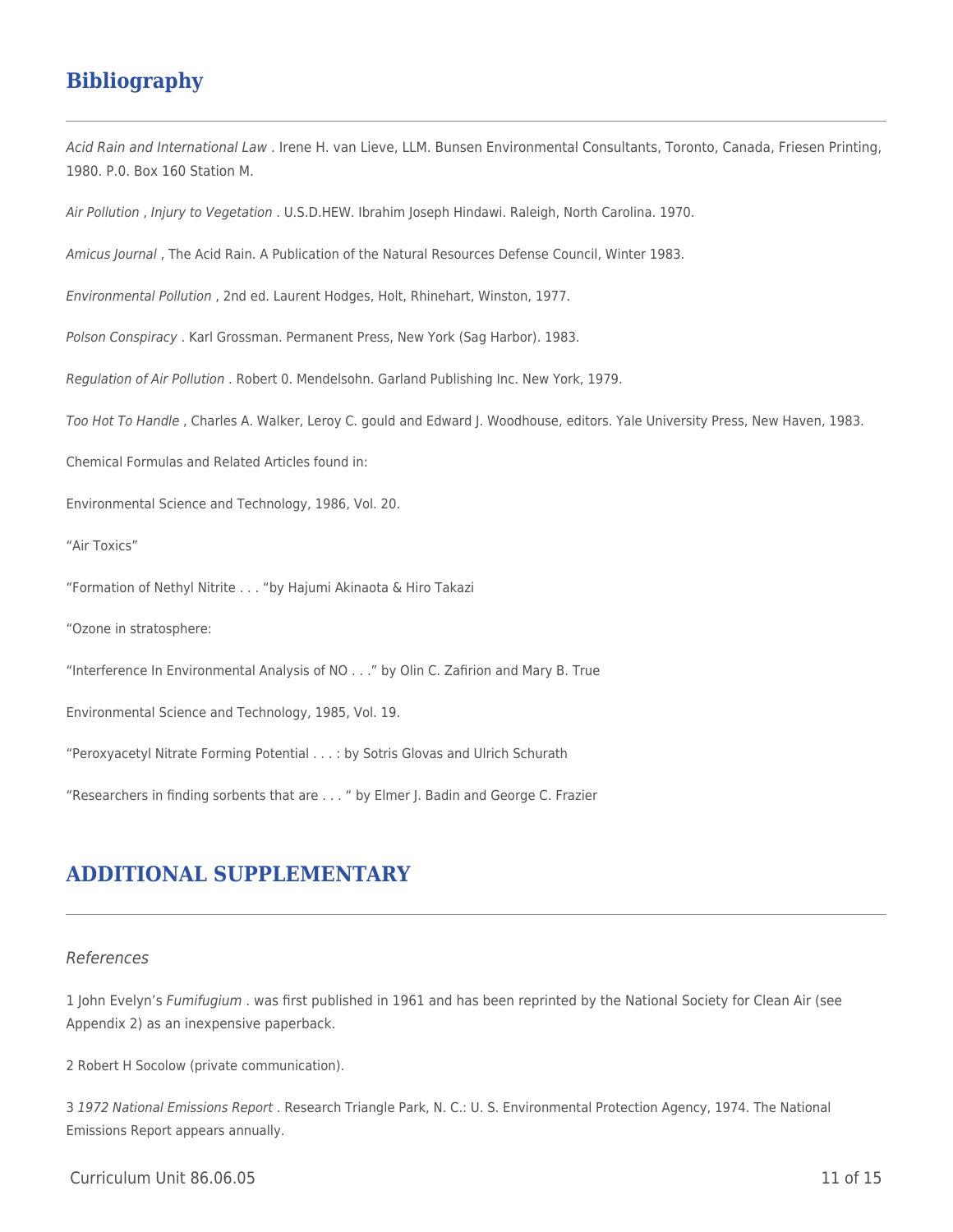## Bibliography

*Acid Rain and International Law* . Irene H. van Lieve, LLM. Bunsen Environmental Consultants, Toronto, Canada, Friesen Printing, 1980. P.0. Box 160 Station M.

*Air Pollution* , *Injury to Vegetation* . U.S.D.HEW. Ibrahim Joseph Hindawi. Raleigh, North Carolina. 1970.

*Amicus Journal* , The Acid Rain. A Publication of the Natural Resources Defense Council, Winter 1983.

*Environmental Pollution* , 2nd ed. Laurent Hodges, Holt, Rhinehart, Winston, 1977.

*Polson Conspiracy* . Karl Grossman. Permanent Press, New York (Sag Harbor). 1983.

*Regulation of Air Pollution* . Robert 0. Mendelsohn. Garland Publishing Inc. New York, 1979.

*Too Hot To Handle* , Charles A. Walker, Leroy C. gould and Edward J. Woodhouse, editors. Yale University Press, New Haven, 1983.

Chemical Formulas and Related Articles found in:

Environmental Science and Technology, 1986, Vol. 20.

"Air Toxics"

"Formation of Nethyl Nitrite . . . "by Hajumi Akinaota & Hiro Takazi

"Ozone in stratosphere:

"Interference In Environmental Analysis of NO . . ." by Olin C. Zafirion and Mary B. True

Environmental Science and Technology, 1985, Vol. 19.

"Peroxyacetyl Nitrate Forming Potential . . . : by Sotris Glovas and Ulrich Schurath

"Researchers in finding sorbents that are . . . " by Elmer J. Badin and George C. Frazier

## ADDITIONAL SUPPLEMENTARY

*References*

1 John Evelyn's *Fumifugium* . was first published in 1961 and has been reprinted by the National Society for Clean Air (see Appendix 2) as an inexpensive paperback.

2 Robert H Socolow (private communication).

3 *1972 National Emissions Report* . Research Triangle Park, N. C.: U. S. Environmental Protection Agency, 1974. The National Emissions Report appears annually.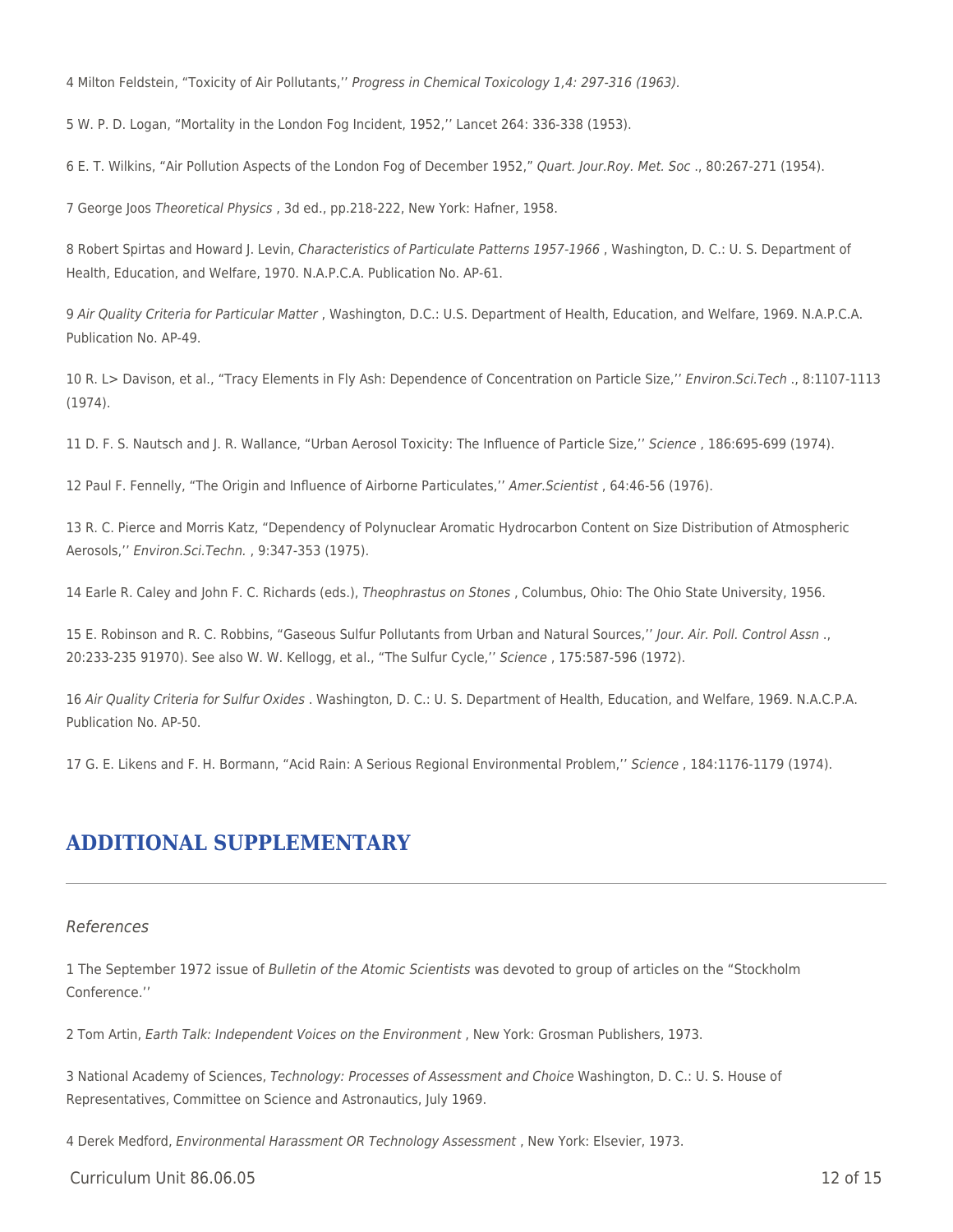4 Milton Feldstein, “Toxicity of Air Pollutants,’’ *Progress in Chemical Toxicology 1,4: 297-316 (1963)*.

5 W. P. D. Logan, “Mortality in the London Fog Incident, 1952,’’ Lancet 264: 336-338 (1953).

6 E. T. Wilkins, “Air Pollution Aspects of the London Fog of December 1952,” *Quart. Jour.Roy. Met. Soc* ., 80:267-271 (1954).

7 George Joos *Theoretical Physics* , 3d ed., pp.218-222, New York: Hafner, 1958.

8 Robert Spirtas and Howard J. Levin, *Characteristics of Particulate Patterns 1957-1966* , Washington, D. C.: U. S. Department of Health, Education, and Welfare, 1970. N.A.P.C.A. Publication No. AP-61.

9 *Air Quality Criteria for Particular Matter* , Washington, D.C.: U.S. Department of Health, Education, and Welfare, 1969. N.A.P.C.A. Publication No. AP-49.

10 R. L> Davison, et al., “Tracy Elements in Fly Ash: Dependence of Concentration on Particle Size,’’ *Environ.Sci.Tech* ., 8:1107-1113 (1974).

11 D. F. S. Nautsch and J. R. Wallance, “Urban Aerosol Toxicity: The Influence of Particle Size,’’ *Science* , 186:695-699 (1974).

12 Paul F. Fennelly, “The Origin and Influence of Airborne Particulates,’’ *Amer.Scientist* , 64:46-56 (1976).

13 R. C. Pierce and Morris Katz, “Dependency of Polynuclear Aromatic Hydrocarbon Content on Size Distribution of Atmospheric Aerosols,’’ *Environ.Sci.Techn.* , 9:347-353 (1975).

14 Earle R. Caley and John F. C. Richards (eds.), *Theophrastus on Stones* , Columbus, Ohio: The Ohio State University, 1956.

15 E. Robinson and R. C. Robbins, “Gaseous Sulfur Pollutants from Urban and Natural Sources,’’ *Jour. Air. Poll. Control Assn* ., 20:233-235 91970). See also W. W. Kellogg, et al., “The Sulfur Cycle,’’ *Science* , 175:587-596 (1972).

16 *Air Quality Criteria for Sulfur Oxides* . Washington, D. C.: U. S. Department of Health, Education, and Welfare, 1969. N.A.C.P.A. Publication No. AP-50.

17 G. E. Likens and F. H. Bormann, “Acid Rain: A Serious Regional Environmental Problem,’’ *Science* , 184:1176-1179 (1974).

## ADDITIONAL SUPPLEMENTARY

*References*

1 The September 1972 issue of *Bulletin of the Atomic Scientists* was devoted to group of articles on the “Stockholm Conference.’’

2 Tom Artin, *Earth Talk: Independent Voices on the Environment* , New York: Grosman Publishers, 1973.

3 National Academy of Sciences, *Technology: Processes of Assessment and Choice* Washington, D. C.: U. S. House of Representatives, Committee on Science and Astronautics, July 1969.

4 Derek Medford, *Environmental Harassment OR Technology Assessment* , New York: Elsevier, 1973.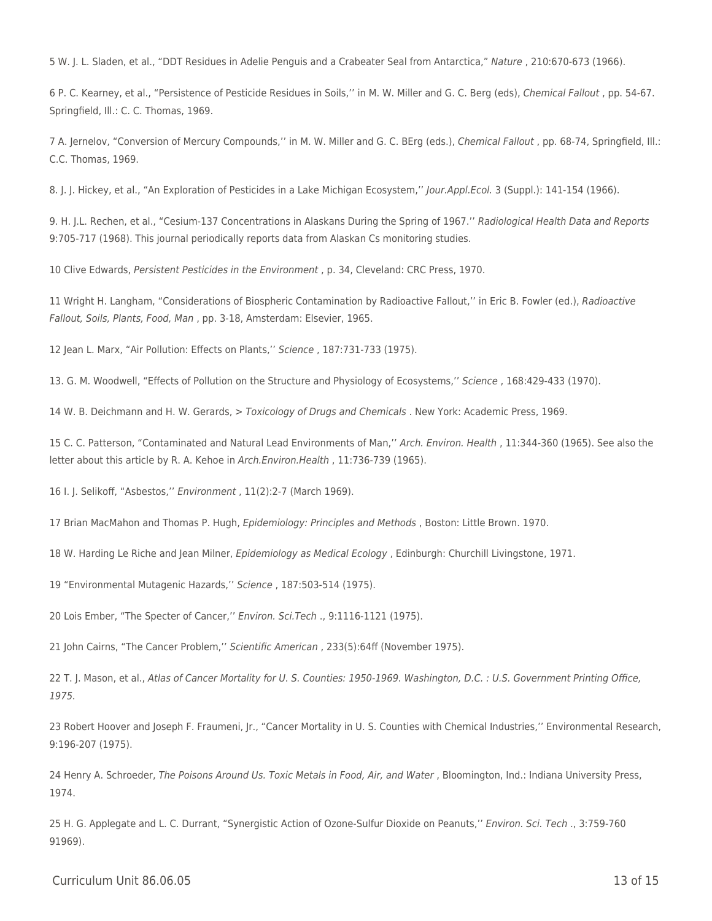5 W. J. L. Sladen, et al., "DDT Residues in Adelie Penguis and a Crabeater Seal from Antarctica," *Nature* , 210:670-673 (1966).

6 P. C. Kearney, et al., "Persistence of Pesticide Residues in Soils,'' in M. W. Miller and G. C. Berg (eds), *Chemical Fallout* , pp. 54-67. Springfield, Ill.: C. C. Thomas, 1969.

7 A. Jernelov, "Conversion of Mercury Compounds,'' in M. W. Miller and G. C. BErg (eds.), *Chemical Fallout* , pp. 68-74, Springfield, Ill.: C.C. Thomas, 1969.

8. J. J. Hickey, et al., "An Exploration of Pesticides in a Lake Michigan Ecosystem,'' *Jour.Appl.Ecol.* 3 (Suppl.): 141-154 (1966).

9. H. J.L. Rechen, et al., "Cesium-137 Concentrations in Alaskans During the Spring of 1967.'' *Radiological Health Data and Reports* 9:705-717 (1968). This journal periodically reports data from Alaskan Cs monitoring studies.

10 Clive Edwards, *Persistent Pesticides in the Environment* , p. 34, Cleveland: CRC Press, 1970.

11 Wright H. Langham, "Considerations of Biospheric Contamination by Radioactive Fallout,'' in Eric B. Fowler (ed.), *Radioactive Fallout, Soils, Plants, Food, Man* , pp. 3-18, Amsterdam: Elsevier, 1965.

12 Jean L. Marx, "Air Pollution: Effects on Plants,'' *Science* , 187:731-733 (1975).

13. G. M. Woodwell, "Effects of Pollution on the Structure and Physiology of Ecosystems,'' *Science* , 168:429-433 (1970).

14 W. B. Deichmann and H. W. Gerards, > *Toxicology of Drugs and Chemicals* . New York: Academic Press, 1969.

15 C. C. Patterson, "Contaminated and Natural Lead Environments of Man,'' *Arch. Environ. Health* , 11:344-360 (1965). See also the letter about this article by R. A. Kehoe in *Arch.Environ.Health* , 11:736-739 (1965).

16 I. J. Selikoff, "Asbestos,'' *Environment* , 11(2):2-7 (March 1969).

17 Brian MacMahon and Thomas P. Hugh, *Epidemiology: Principles and Methods* , Boston: Little Brown. 1970.

18 W. Harding Le Riche and Jean Milner, *Epidemiology as Medical Ecology* , Edinburgh: Churchill Livingstone, 1971.

19 "Environmental Mutagenic Hazards,'' *Science* , 187:503-514 (1975).

20 Lois Ember, "The Specter of Cancer,'' *Environ. Sci.Tech* ., 9:1116-1121 (1975).

21 John Cairns, "The Cancer Problem,'' *Scientific American* , 233(5):64ff (November 1975).

22 T. J. Mason, et al., *Atlas of Cancer Mortality for U. S. Counties: 1950-1969. Washington, D.C. : U.S. Government Printing Office, 1975.*

23 Robert Hoover and Joseph F. Fraumeni, Jr., "Cancer Mortality in U. S. Counties with Chemical Industries,'' Environmental Research, 9:196-207 (1975).

24 Henry A. Schroeder, *The Poisons Around Us. Toxic Metals in Food, Air, and Water* , Bloomington, Ind.: Indiana University Press, 1974.

25 H. G. Applegate and L. C. Durrant, "Synergistic Action of Ozone-Sulfur Dioxide on Peanuts,'' *Environ. Sci. Tech* ., 3:759-760 91969).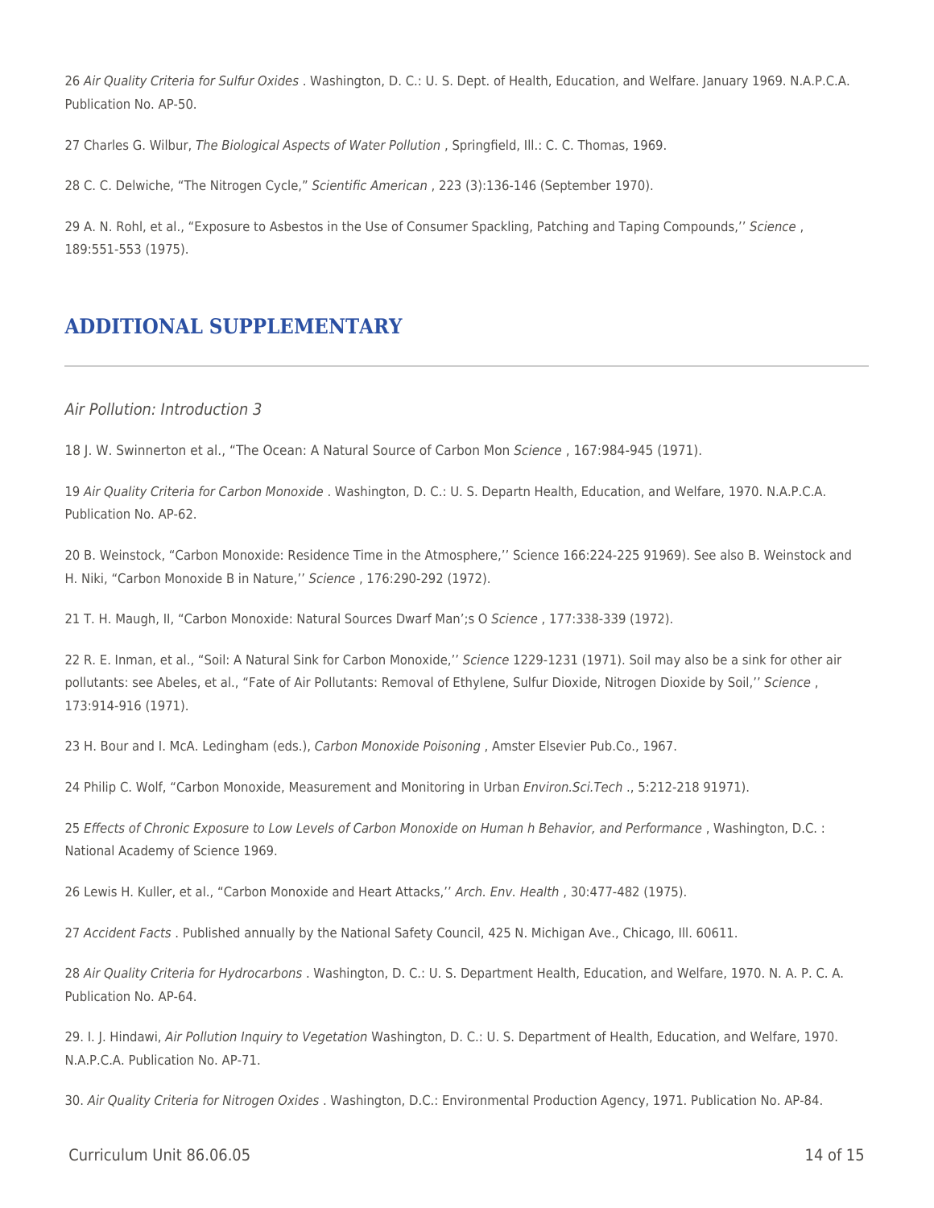26 *Air Quality Criteria for Sulfur Oxides* . Washington, D. C.: U. S. Dept. of Health, Education, and Welfare. January 1969. N.A.P.C.A. Publication No. AP-50.

27 Charles G. Wilbur, *The Biological Aspects of Water Pollution* , Springfield, Ill.: C. C. Thomas, 1969.

28 C. C. Delwiche, "The Nitrogen Cycle," *Scientific American* , 223 (3):136-146 (September 1970).

29 A. N. Rohl, et al., "Exposure to Asbestos in the Use of Consumer Spackling, Patching and Taping Compounds,'' *Science* , 189:551-553 (1975).

## ADDITIONAL SUPPLEMENTARY

*Air Pollution: Introduction 3*

18 J. W. Swinnerton et al., "The Ocean: A Natural Source of Carbon Mon *Science* , 167:984-945 (1971).

19 *Air Quality Criteria for Carbon Monoxide* . Washington, D. C.: U. S. Departn Health, Education, and Welfare, 1970. N.A.P.C.A. Publication No. AP-62.

20 B. Weinstock, "Carbon Monoxide: Residence Time in the Atmosphere,'' Science 166:224-225 91969). See also B. Weinstock and H. Niki, "Carbon Monoxide B in Nature,'' *Science* , 176:290-292 (1972).

21 T. H. Maugh, II, "Carbon Monoxide: Natural Sources Dwarf Man';s O *Science* , 177:338-339 (1972).

22 R. E. Inman, et al., "Soil: A Natural Sink for Carbon Monoxide,'' *Science* 1229-1231 (1971). Soil may also be a sink for other air pollutants: see Abeles, et al., "Fate of Air Pollutants: Removal of Ethylene, Sulfur Dioxide, Nitrogen Dioxide by Soil,'' *Science* , 173:914-916 (1971).

23 H. Bour and I. McA. Ledingham (eds.), *Carbon Monoxide Poisoning* , Amster Elsevier Pub.Co., 1967.

24 Philip C. Wolf, "Carbon Monoxide, Measurement and Monitoring in Urban *Environ.Sci.Tech* ., 5:212-218 91971).

25 *Effects of Chronic Exposure to Low Levels of Carbon Monoxide on Human h Behavior, and Performance* , Washington, D.C. : National Academy of Science 1969.

26 Lewis H. Kuller, et al., "Carbon Monoxide and Heart Attacks,'' *Arch. Env. Health* , 30:477-482 (1975).

27 *Accident Facts* . Published annually by the National Safety Council, 425 N. Michigan Ave., Chicago, Ill. 60611.

28 *Air Quality Criteria for Hydrocarbons* . Washington, D. C.: U. S. Department Health, Education, and Welfare, 1970. N. A. P. C. A. Publication No. AP-64.

29. I. J. Hindawi, *Air Pollution Inquiry to Vegetation* Washington, D. C.: U. S. Department of Health, Education, and Welfare, 1970. N.A.P.C.A. Publication No. AP-71.

30. *Air Quality Criteria for Nitrogen Oxides* . Washington, D.C.: Environmental Production Agency, 1971. Publication No. AP-84.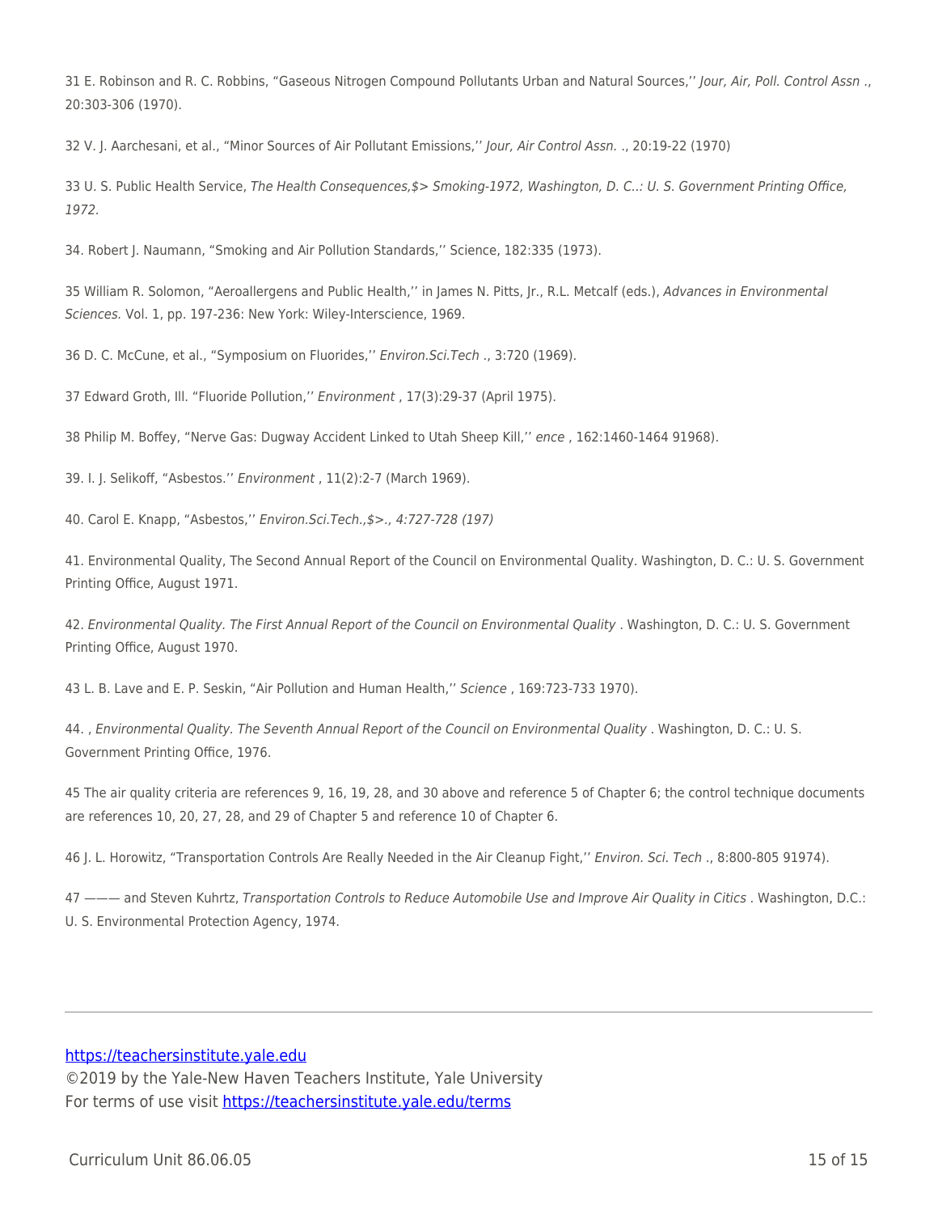31 E. Robinson and R. C. Robbins, “Gaseous Nitrogen Compound Pollutants Urban and Natural Sources,’’ *Jour, Air, Poll. Control Assn .*, 20:303-306 (1970).

32 V. J. Aarchesani, et al., “Minor Sources of Air Pollutant Emissions,’’ *Jour, Air Control Assn. .*, 20:19-22 (1970)

33 U. S. Public Health Service, *The Health Consequences,$> Smoking-1972, Washington, D. C..: U. S. Government Printing Office, 1972.*

34. Robert J. Naumann, “Smoking and Air Pollution Standards,’’ Science, 182:335 (1973).

35 William R. Solomon, “Aeroallergens and Public Health,’’ in James N. Pitts, Jr., R.L. Metcalf (eds.), *Advances in Environmental Sciences.* Vol. 1, pp. 197-236: New York: Wiley-Interscience, 1969.

36 D. C. McCune, et al., “Symposium on Fluorides,’’ *Environ.Sci.Tech .*, 3:720 (1969).

37 Edward Groth, Ill. “Fluoride Pollution,’’ *Environment* , 17(3):29-37 (April 1975).

38 Philip M. Boffey, “Nerve Gas: Dugway Accident Linked to Utah Sheep Kill,’’ *ence* , 162:1460-1464 91968).

39. I. J. Selikoff, “Asbestos.’’ *Environment* , 11(2):2-7 (March 1969).

40. Carol E. Knapp, “Asbestos,’’ *Environ.Sci.Tech.,$>., 4:727-728 (197)*

41. Environmental Quality, The Second Annual Report of the Council on Environmental Quality. Washington, D. C.: U. S. Government Printing Office, August 1971.

42. *Environmental Quality. The First Annual Report of the Council on Environmental Quality* . Washington, D. C.: U. S. Government Printing Office, August 1970.

43 L. B. Lave and E. P. Seskin, “Air Pollution and Human Health,’’ *Science* , 169:723-733 1970).

44. , *Environmental Quality. The Seventh Annual Report of the Council on Environmental Quality* . Washington, D. C.: U. S. Government Printing Office, 1976.

45 The air quality criteria are references 9, 16, 19, 28, and 30 above and reference 5 of Chapter 6; the control technique documents are references 10, 20, 27, 28, and 29 of Chapter 5 and reference 10 of Chapter 6.

46 J. L. Horowitz, “Transportation Controls Are Really Needed in the Air Cleanup Fight,’’ *Environ. Sci. Tech .*, 8:800-805 91974).

47 ——— and Steven Kuhrtz, *Transportation Controls to Reduce Automobile Use and Improve Air Quality in Citics* . Washington, D.C.: U. S. Environmental Protection Agency, 1974.

---

https://teachersinstitute.yale.edu
©2019 by the Yale-New Haven Teachers Institute, Yale University
For terms of use visit https://teachersinstitute.yale.edu/terms

Curriculum Unit 86.06.05